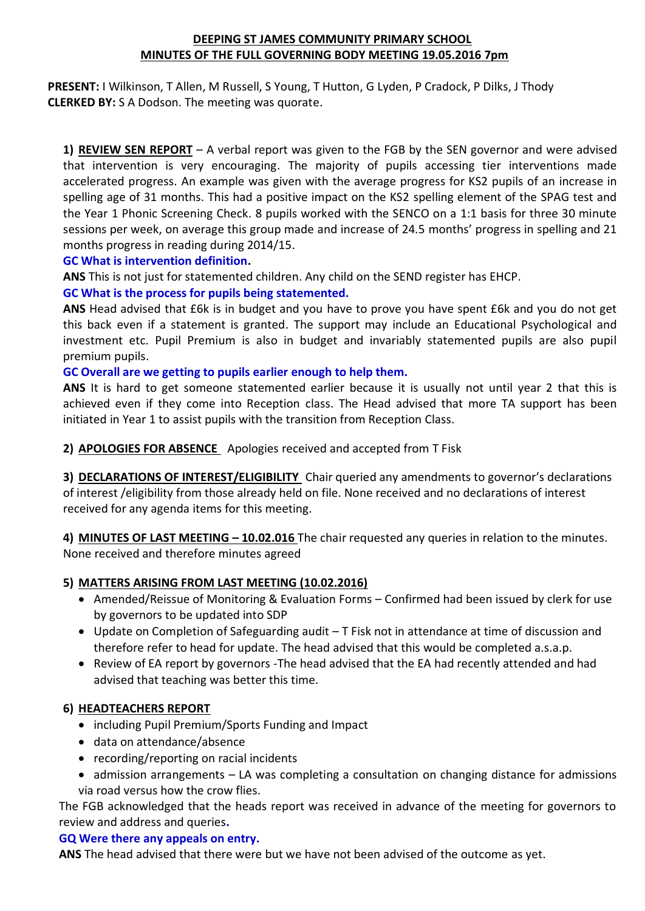**DEEPING ST JAMES COMMUNITY PRIMARY SCHOOL**
**MINUTES OF THE FULL GOVERNING BODY MEETING 19.05.2016 7pm**

**PRESENT:** I Wilkinson, T Allen, M Russell, S Young, T Hutton, G Lyden, P Cradock, P Dilks, J Thody
**CLERKED BY:** S A Dodson. The meeting was quorate.

1) **REVIEW SEN REPORT** – A verbal report was given to the FGB by the SEN governor and were advised that intervention is very encouraging. The majority of pupils accessing tier interventions made accelerated progress. An example was given with the average progress for KS2 pupils of an increase in spelling age of 31 months. This had a positive impact on the KS2 spelling element of the SPAG test and the Year 1 Phonic Screening Check. 8 pupils worked with the SENCO on a 1:1 basis for three 30 minute sessions per week, on average this group made and increase of 24.5 months' progress in spelling and 21 months progress in reading during 2014/15.

**GC What is intervention definition.**

**ANS** This is not just for statemented children. Any child on the SEND register has EHCP.

**GC What is the process for pupils being statemented.**

**ANS** Head advised that £6k is in budget and you have to prove you have spent £6k and you do not get this back even if a statement is granted. The support may include an Educational Psychological and investment etc. Pupil Premium is also in budget and invariably statemented pupils are also pupil premium pupils.

**GC Overall are we getting to pupils earlier enough to help them.**

**ANS** It is hard to get someone statemented earlier because it is usually not until year 2 that this is achieved even if they come into Reception class. The Head advised that more TA support has been initiated in Year 1 to assist pupils with the transition from Reception Class.

2) **APOLOGIES FOR ABSENCE** Apologies received and accepted from T Fisk

3) **DECLARATIONS OF INTEREST/ELIGIBILITY** Chair queried any amendments to governor's declarations of interest /eligibility from those already held on file. None received and no declarations of interest received for any agenda items for this meeting.

4) **MINUTES OF LAST MEETING – 10.02.016** The chair requested any queries in relation to the minutes. None received and therefore minutes agreed

5) **MATTERS ARISING FROM LAST MEETING (10.02.2016)**
- Amended/Reissue of Monitoring & Evaluation Forms – Confirmed had been issued by clerk for use by governors to be updated into SDP
- Update on Completion of Safeguarding audit – T Fisk not in attendance at time of discussion and therefore refer to head for update. The head advised that this would be completed a.s.a.p.
- Review of EA report by governors -The head advised that the EA had recently attended and had advised that teaching was better this time.

6) **HEADTEACHERS REPORT**
- including Pupil Premium/Sports Funding and Impact
- data on attendance/absence
- recording/reporting on racial incidents
- admission arrangements – LA was completing a consultation on changing distance for admissions via road versus how the crow flies.

The FGB acknowledged that the heads report was received in advance of the meeting for governors to review and address and queries.

**GQ Were there any appeals on entry.**

**ANS** The head advised that there were but we have not been advised of the outcome as yet.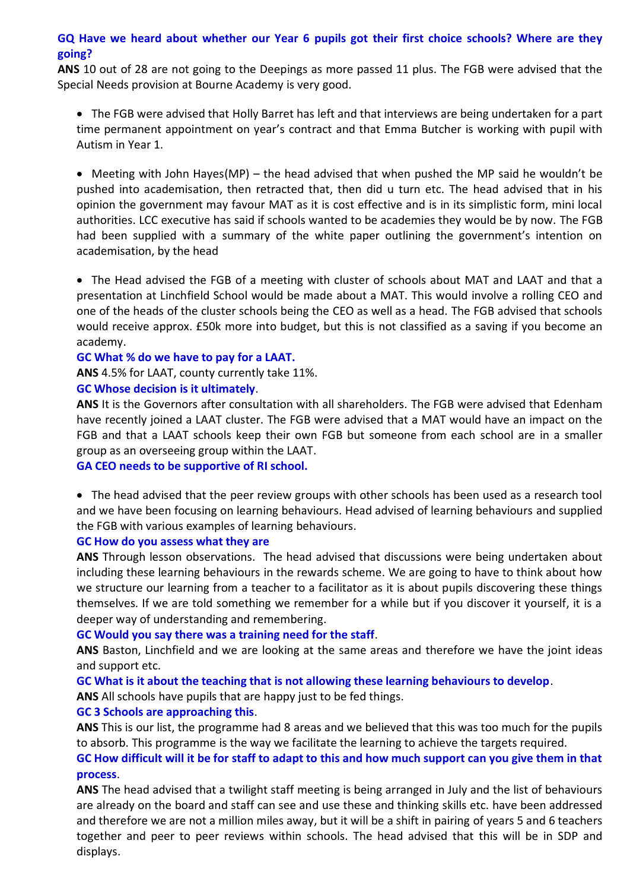**GQ Have we heard about whether our Year 6 pupils got their first choice schools? Where are they going?**

**ANS** 10 out of 28 are not going to the Deepings as more passed 11 plus. The FGB were advised that the Special Needs provision at Bourne Academy is very good.

- The FGB were advised that Holly Barret has left and that interviews are being undertaken for a part time permanent appointment on year's contract and that Emma Butcher is working with pupil with Autism in Year 1.

- Meeting with John Hayes(MP) – the head advised that when pushed the MP said he wouldn't be pushed into academisation, then retracted that, then did u turn etc. The head advised that in his opinion the government may favour MAT as it is cost effective and is in its simplistic form, mini local authorities. LCC executive has said if schools wanted to be academies they would be by now. The FGB had been supplied with a summary of the white paper outlining the government's intention on academisation, by the head

- The Head advised the FGB of a meeting with cluster of schools about MAT and LAAT and that a presentation at Linchfield School would be made about a MAT. This would involve a rolling CEO and one of the heads of the cluster schools being the CEO as well as a head. The FGB advised that schools would receive approx. £50k more into budget, but this is not classified as a saving if you become an academy.

**GC What % do we have to pay for a LAAT.**

**ANS** 4.5% for LAAT, county currently take 11%.

**GC Whose decision is it ultimately**.

**ANS** It is the Governors after consultation with all shareholders. The FGB were advised that Edenham have recently joined a LAAT cluster. The FGB were advised that a MAT would have an impact on the FGB and that a LAAT schools keep their own FGB but someone from each school are in a smaller group as an overseeing group within the LAAT.

**GA CEO needs to be supportive of RI school.**

- The head advised that the peer review groups with other schools has been used as a research tool and we have been focusing on learning behaviours. Head advised of learning behaviours and supplied the FGB with various examples of learning behaviours.

**GC How do you assess what they are**

**ANS** Through lesson observations. The head advised that discussions were being undertaken about including these learning behaviours in the rewards scheme. We are going to have to think about how we structure our learning from a teacher to a facilitator as it is about pupils discovering these things themselves. If we are told something we remember for a while but if you discover it yourself, it is a deeper way of understanding and remembering.

**GC Would you say there was a training need for the staff**.

**ANS** Baston, Linchfield and we are looking at the same areas and therefore we have the joint ideas and support etc.

**GC What is it about the teaching that is not allowing these learning behaviours to develop**.

**ANS** All schools have pupils that are happy just to be fed things.

**GC 3 Schools are approaching this**.

**ANS** This is our list, the programme had 8 areas and we believed that this was too much for the pupils to absorb. This programme is the way we facilitate the learning to achieve the targets required.

**GC How difficult will it be for staff to adapt to this and how much support can you give them in that process**.

**ANS** The head advised that a twilight staff meeting is being arranged in July and the list of behaviours are already on the board and staff can see and use these and thinking skills etc. have been addressed and therefore we are not a million miles away, but it will be a shift in pairing of years 5 and 6 teachers together and peer to peer reviews within schools. The head advised that this will be in SDP and displays.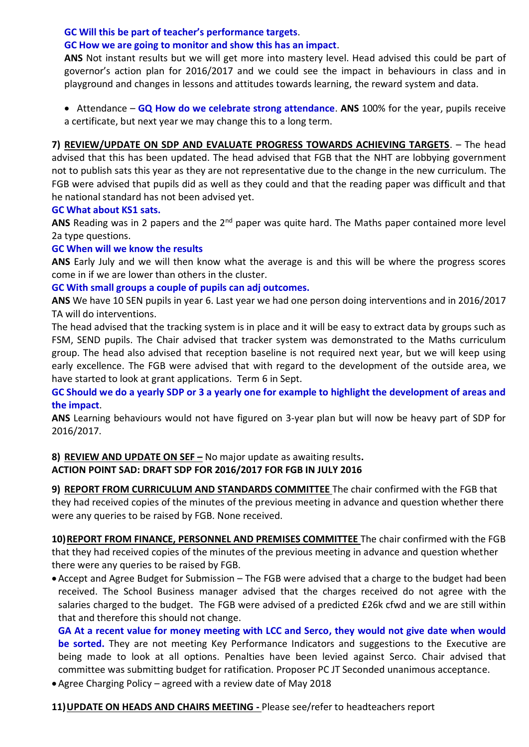**GC Will this be part of teacher's performance targets**.
**GC How we are going to monitor and show this has an impact**.
**ANS** Not instant results but we will get more into mastery level. Head advised this could be part of governor's action plan for 2016/2017 and we could see the impact in behaviours in class and in playground and changes in lessons and attitudes towards learning, the reward system and data.

- Attendance – **GQ How do we celebrate strong attendance**. **ANS** 100% for the year, pupils receive a certificate, but next year we may change this to a long term.

**7) REVIEW/UPDATE ON SDP AND EVALUATE PROGRESS TOWARDS ACHIEVING TARGETS**. – The head advised that this has been updated. The head advised that FGB that the NHT are lobbying government not to publish sats this year as they are not representative due to the change in the new curriculum. The FGB were advised that pupils did as well as they could and that the reading paper was difficult and that he national standard has not been advised yet.

**GC What about KS1 sats.**

**ANS** Reading was in 2 papers and the 2nd paper was quite hard. The Maths paper contained more level 2a type questions.

**GC When will we know the results**

**ANS** Early July and we will then know what the average is and this will be where the progress scores come in if we are lower than others in the cluster.

**GC With small groups a couple of pupils can adj outcomes.**

**ANS** We have 10 SEN pupils in year 6. Last year we had one person doing interventions and in 2016/2017 TA will do interventions.

The head advised that the tracking system is in place and it will be easy to extract data by groups such as FSM, SEND pupils. The Chair advised that tracker system was demonstrated to the Maths curriculum group. The head also advised that reception baseline is not required next year, but we will keep using early excellence. The FGB were advised that with regard to the development of the outside area, we have started to look at grant applications. Term 6 in Sept.

**GC Should we do a yearly SDP or 3 a yearly one for example to highlight the development of areas and the impact**.

**ANS** Learning behaviours would not have figured on 3-year plan but will now be heavy part of SDP for 2016/2017.

**8) REVIEW AND UPDATE ON SEF –** No major update as awaiting results**.**
**ACTION POINT SAD: DRAFT SDP FOR 2016/2017 FOR FGB IN JULY 2016**

**9) REPORT FROM CURRICULUM AND STANDARDS COMMITTEE** The chair confirmed with the FGB that they had received copies of the minutes of the previous meeting in advance and question whether there were any queries to be raised by FGB. None received.

**10) REPORT FROM FINANCE, PERSONNEL AND PREMISES COMMITTEE** The chair confirmed with the FGB that they had received copies of the minutes of the previous meeting in advance and question whether there were any queries to be raised by FGB.

- Accept and Agree Budget for Submission – The FGB were advised that a charge to the budget had been received. The School Business manager advised that the charges received do not agree with the salaries charged to the budget. The FGB were advised of a predicted £26k cfwd and we are still within that and therefore this should not change.
  **GA At a recent value for money meeting with LCC and Serco, they would not give date when would be sorted.** They are not meeting Key Performance Indicators and suggestions to the Executive are being made to look at all options. Penalties have been levied against Serco. Chair advised that committee was submitting budget for ratification. Proposer PC JT Seconded unanimous acceptance.
- Agree Charging Policy – agreed with a review date of May 2018

**11) UPDATE ON HEADS AND CHAIRS MEETING -** Please see/refer to headteachers report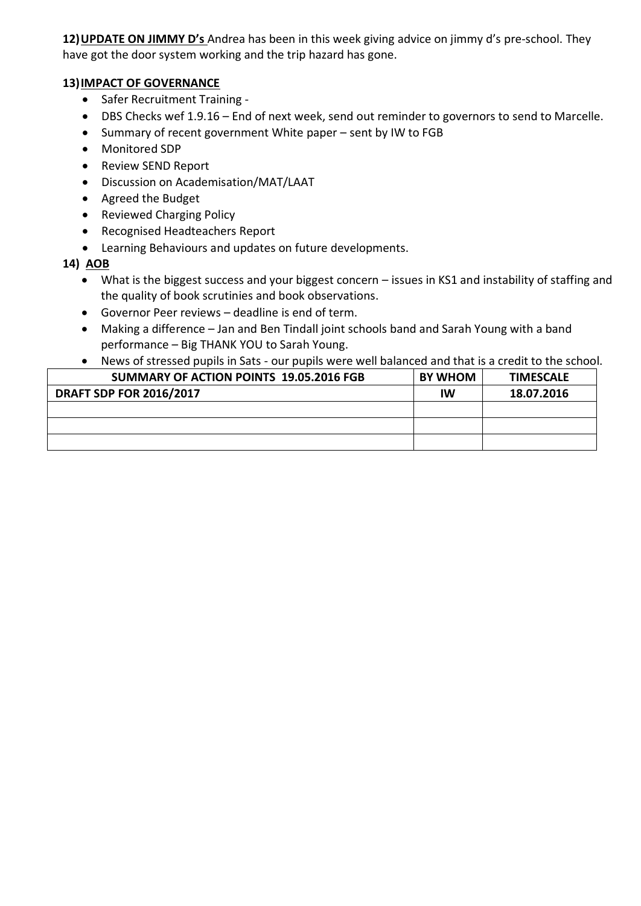**12) <u>UPDATE ON JIMMY D's</u>** Andrea has been in this week giving advice on jimmy d's pre-school. They have got the door system working and the trip hazard has gone.

**13) <u>IMPACT OF GOVERNANCE</u>**

- Safer Recruitment Training -
- DBS Checks wef 1.9.16 – End of next week, send out reminder to governors to send to Marcelle.
- Summary of recent government White paper – sent by IW to FGB
- Monitored SDP
- Review SEND Report
- Discussion on Academisation/MAT/LAAT
- Agreed the Budget
- Reviewed Charging Policy
- Recognised Headteachers Report
- Learning Behaviours and updates on future developments.

**14) <u>AOB</u>**

- What is the biggest success and your biggest concern – issues in KS1 and instability of staffing and the quality of book scrutinies and book observations.
- Governor Peer reviews – deadline is end of term.
- Making a difference – Jan and Ben Tindall joint schools band and Sarah Young with a band performance – Big THANK YOU to Sarah Young.
- News of stressed pupils in Sats - our pupils were well balanced and that is a credit to the school.

| SUMMARY OF ACTION POINTS 19.05.2016 FGB | BY WHOM | TIMESCALE |
|---|---|---|
| DRAFT SDP FOR 2016/2017 | IW | 18.07.2016 |
| | | |
| | | |
| | | |